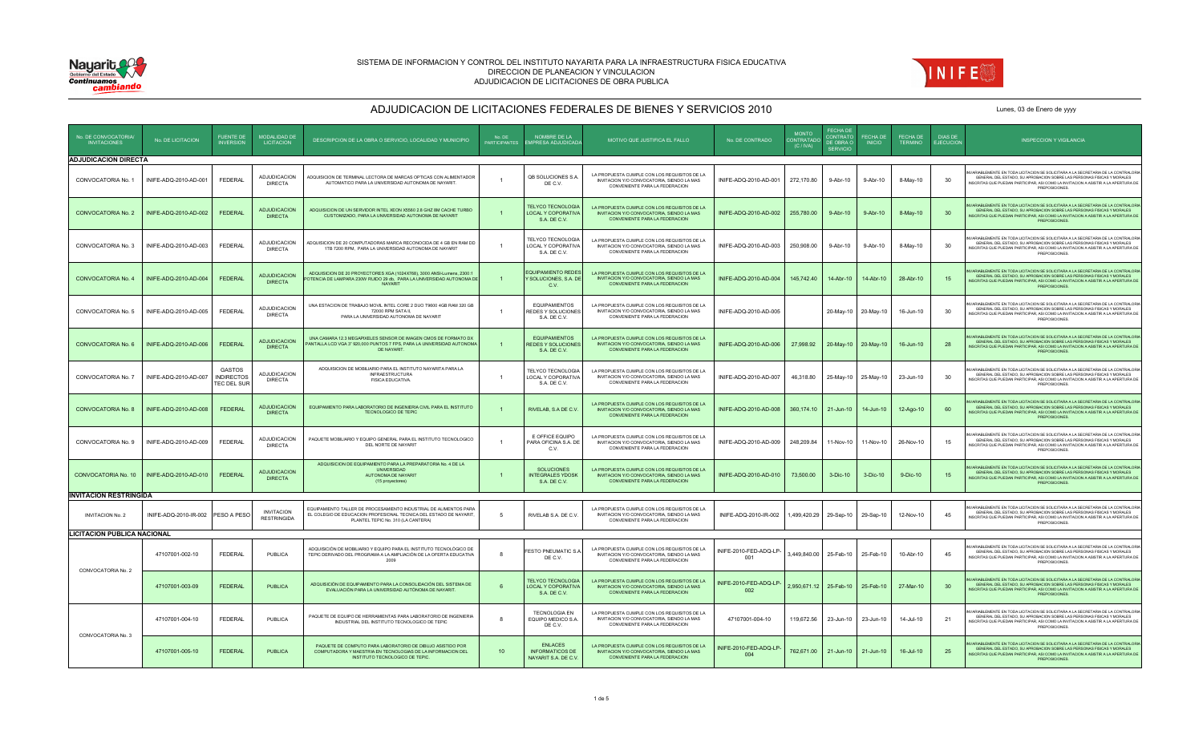SISTEMA DE INFORMACION Y CONTROL DEL INSTITUTO NAYARITA PARA LA INFRAESTRUCTURA FISICA EDUCATIVA
DIRECCION DE PLANEACION Y VINCULACION
ADJUDICACION DE LICITACIONES DE OBRA PUBLICA

# ADJUDICACION DE LICITACIONES FEDERALES DE BIENES Y SERVICIOS 2010

Lunes, 03 de Enero de yyyy

| No. DE CONVOCATORIA/ INVITACIONES | No. DE LICITACION | FUENTE DE INVERSION | MODALIDAD DE LICITACION | DESCRIPCION DE LA OBRA O SERVICIO, LOCALIDAD Y MUNICIPIO | No. DE PARTICIPANTES | NOMBRE DE LA EMPRESA ADJUDICADA | MOTIVO QUE JUSTIFICA EL FALLO | No. DE CONTRADO | MONTO CONTRATADO (C / IVA) | FECHA DE CONTRATO DE OBRA O SERVICIO | FECHA DE INICIO | FECHA DE TERMINO | DIAS DE EJECUCION | INSPECCION Y VIGILANCIA |
|---|---|---|---|---|---|---|---|---|---|---|---|---|---|---|
| **ADJUDICACION DIRECTA** | | | | | | | | | | | | | | |
| CONVOCATORIA No. 1 | INIFE-ADQ-2010-AD-001 | FEDERAL | ADJUDICACION DIRECTA | ADQUISICION DE TERMINAL LECTORA DE MARCAS OPTICAS CON ALIMENTADOR AUTOMATICO PARA LA UNIVERSIDAD AUTONOMA DE NAYARIT. | 1 | QB SOLUCIONES S.A. DE C.V. | LA PROPUESTA CUMPLE CON LOS REQUISITOS DE LA INVITACION Y/O CONVOCATORIA, SIENDO LA MAS CONVENIENTE PARA LA FEDERACION | INIFE-ADQ-2010-AD-001 | 272,170.80 | 9-Abr-10 | 9-Abr-10 | 8-May-10 | 30 | INVARIABLEMENTE EN TODA LICITACION SE SOLICITARA A LA SECRETARIA DE LA CONTRALORIA GENERAL DEL ESTADO, SU APROBACION SOBRE LAS PERSONAS FISICAS Y MORALES INSCRITAS QUE PUEDAN PARTICIPAR, ASI COMO LA INVITACION A ASISTIR A LA APERTURA DE PROPOSICIONES. |
| CONVOCATORIA No. 2 | INIFE-ADQ-2010-AD-002 | FEDERAL | ADJUDICACION DIRECTA | ADQUISICION DE UN SERVIDOR INTEL XEON X5560 2.8 GHZ 8M CACHE TURBO CUSTOMIZADO, PARA LA UNIVERSIDAD AUTONOMA DE NAYARIT | 1 | TELYCO TECNOLOGIA LOCAL Y COPORATIVA S.A. DE C.V. | LA PROPUESTA CUMPLE CON LOS REQUISITOS DE LA INVITACION Y/O CONVOCATORIA, SIENDO LA MAS CONVENIENTE PARA LA FEDERACION | INIFE-ADQ-2010-AD-002 | 255,780.00 | 9-Abr-10 | 9-Abr-10 | 8-May-10 | 30 | INVARIABLEMENTE EN TODA LICITACION SE SOLICITARA A LA SECRETARIA DE LA CONTRALORIA GENERAL DEL ESTADO, SU APROBACION SOBRE LAS PERSONAS FISICAS Y MORALES INSCRITAS QUE PUEDAN PARTICIPAR, ASI COMO LA INVITACION A ASISTIR A LA APERTURA DE PROPOSICIONES. |
| CONVOCATORIA No. 3 | INIFE-ADQ-2010-AD-003 | FEDERAL | ADJUDICACION DIRECTA | ADQUISICION DE 20 COMPUTADORAS MARCA RECONOCIDA DE 4 GB EN RAM DD 1TB 7200 RPM, PARA LA UNIVERSIDAD AUTONOMA DE NAYARIT | 1 | TELYCO TECNOLOGIA LOCAL Y COPORATIVA S.A. DE C.V. | LA PROPUESTA CUMPLE CON LOS REQUISITOS DE LA INVITACION Y/O CONVOCATORIA, SIENDO LA MAS CONVENIENTE PARA LA FEDERACION | INIFE-ADQ-2010-AD-003 | 250,908.00 | 9-Abr-10 | 9-Abr-10 | 8-May-10 | 30 | INVARIABLEMENTE EN TODA LICITACION SE SOLICITARA A LA SECRETARIA DE LA CONTRALORIA GENERAL DEL ESTADO, SU APROBACION SOBRE LAS PERSONAS FISICAS Y MORALES INSCRITAS QUE PUEDAN PARTICIPAR, ASI COMO LA INVITACION A ASISTIR A LA APERTURA DE PROPOSICIONES. |
| CONVOCATORIA No. 4 | INIFE-ADQ-2010-AD-004 | FEDERAL | ADJUDICACION DIRECTA | ADQUISICION DE 20 PROYECTORES XGA (1024X768), 3000 ANSI-Lumens, 2300:1 POTENCIA DE LAMPARA 230W RUIDO 29 db, PARA LA UNIVERSIDAD AUTONOMA DE NAYARIT | 1 | EQUIPAMIENTO REDES Y SOLUCIONES, S.A. DE C.V. | LA PROPUESTA CUMPLE CON LOS REQUISITOS DE LA INVITACION Y/O CONVOCATORIA, SIENDO LA MAS CONVENIENTE PARA LA FEDERACION | INIFE-ADQ-2010-AD-004 | 145,742.40 | 14-Abr-10 | 14-Abr-10 | 28-Abr-10 | 15 | INVARIABLEMENTE EN TODA LICITACION SE SOLICITARA A LA SECRETARIA DE LA CONTRALORIA GENERAL DEL ESTADO, SU APROBACION SOBRE LAS PERSONAS FISICAS Y MORALES INSCRITAS QUE PUEDAN PARTICIPAR, ASI COMO LA INVITACION A ASISTIR A LA APERTURA DE PROPOSICIONES. |
| CONVOCATORIA No. 5 | INIFE-ADQ-2010-AD-005 | FEDERAL | ADJUDICACION DIRECTA | UNA ESTACION DE TRABAJO MOVIL INTEL CORE 2 DUO T9600 4GB RAM 320 GB 72000 RPM SATA II, PARA LA UNIVERSIDAD AUTONOMA DE NAYARIT | 1 | EQUIPAMIENTOS REDES Y SOLUCIONES S.A. DE C.V. | LA PROPUESTA CUMPLE CON LOS REQUISITOS DE LA INVITACION Y/O CONVOCATORIA, SIENDO LA MAS CONVENIENTE PARA LA FEDERACION | INIFE-ADQ-2010-AD-005 | | 20-May-10 | 20-May-10 | 16-Jun-10 | 30 | INVARIABLEMENTE EN TODA LICITACION SE SOLICITARA A LA SECRETARIA DE LA CONTRALORIA GENERAL DEL ESTADO, SU APROBACION SOBRE LAS PERSONAS FISICAS Y MORALES INSCRITAS QUE PUEDAN PARTICIPAR, ASI COMO LA INVITACION A ASISTIR A LA APERTURA DE PROPOSICIONES. |
| CONVOCATORIA No. 6 | INIFE-ADQ-2010-AD-006 | FEDERAL | ADJUDICACION DIRECTA | UNA CAMARA 12.3 MEGAPIXELES SENSOR DE IMAGEN CMOS DE FORMATO DX PANTALLA LCD VGA 3" 920,000 PUNTOS 7 FPS, PARA LA UNIVERSIDAD AUTONOMA DE NAYARIT. | 1 | EQUIPAMIENTOS REDES Y SOLUCIONES S.A. DE C.V. | LA PROPUESTA CUMPLE CON LOS REQUISITOS DE LA INVITACION Y/O CONVOCATORIA, SIENDO LA MAS CONVENIENTE PARA LA FEDERACION | INIFE-ADQ-2010-AD-006 | 27,998.92 | 20-May-10 | 20-May-10 | 16-Jun-10 | 28 | INVARIABLEMENTE EN TODA LICITACION SE SOLICITARA A LA SECRETARIA DE LA CONTRALORIA GENERAL DEL ESTADO, SU APROBACION SOBRE LAS PERSONAS FISICAS Y MORALES INSCRITAS QUE PUEDAN PARTICIPAR, ASI COMO LA INVITACION A ASISTIR A LA APERTURA DE PROPOSICIONES. |
| CONVOCATORIA No. 7 | INIFE-ADQ-2010-AD-007 | GASTOS INDIRECTOS TEC DEL SUR | ADJUDICACION DIRECTA | ADQUISICION DE MOBILIARIO PARA EL INSTITUTO NAYARITA PARA LA INFRAESTRUCTURA FISICA EDUCATIVA. | 1 | TELYCO TECNOLOGIA LOCAL Y COPORATIVA S.A. DE C.V. | LA PROPUESTA CUMPLE CON LOS REQUISITOS DE LA INVITACION Y/O CONVOCATORIA, SIENDO LA MAS CONVENIENTE PARA LA FEDERACION | INIFE-ADQ-2010-AD-007 | 46,318.80 | 25-May-10 | 25-May-10 | 23-Jun-10 | 30 | INVARIABLEMENTE EN TODA LICITACION SE SOLICITARA A LA SECRETARIA DE LA CONTRALORIA GENERAL DEL ESTADO, SU APROBACION SOBRE LAS PERSONAS FISICAS Y MORALES INSCRITAS QUE PUEDAN PARTICIPAR, ASI COMO LA INVITACION A ASISTIR A LA APERTURA DE PROPOSICIONES. |
| CONVOCATORIA No. 8 | INIFE-ADQ-2010-AD-008 | FEDERAL | ADJUDICACION DIRECTA | EQUIPAMIENTO PARA LABORATORIO DE INGENIERIA CIVIL PARA EL INSTITUTO TECNOLOGICO DE TEPIC | 1 | RIVELAB, S.A DE C.V. | LA PROPUESTA CUMPLE CON LOS REQUISITOS DE LA INVITACION Y/O CONVOCATORIA, SIENDO LA MAS CONVENIENTE PARA LA FEDERACION | INIFE-ADQ-2010-AD-008 | 360,174.10 | 21-Jun-10 | 14-Jun-10 | 12-Ago-10 | 60 | INVARIABLEMENTE EN TODA LICITACION SE SOLICITARA A LA SECRETARIA DE LA CONTRALORIA GENERAL DEL ESTADO, SU APROBACION SOBRE LAS PERSONAS FISICAS Y MORALES INSCRITAS QUE PUEDAN PARTICIPAR, ASI COMO LA INVITACION A ASISTIR A LA APERTURA DE PROPOSICIONES. |
| CONVOCATORIA No. 9 | INIFE-ADQ-2010-AD-009 | FEDERAL | ADJUDICACION DIRECTA | PAQUETE MOBILIARIO Y EQUIPO GENERAL PARA EL INSTITUTO TECNOLOGICO DEL NORTE DE NAYARIT | 1 | E OFFICE EQUIPO PARA OFICINA S.A. DE C.V. | LA PROPUESTA CUMPLE CON LOS REQUISITOS DE LA INVITACION Y/O CONVOCATORIA, SIENDO LA MAS CONVENIENTE PARA LA FEDERACION | INIFE-ADQ-2010-AD-009 | 248,209.84 | 11-Nov-10 | 11-Nov-10 | 26-Nov-10 | 15 | INVARIABLEMENTE EN TODA LICITACION SE SOLICITARA A LA SECRETARIA DE LA CONTRALORIA GENERAL DEL ESTADO, SU APROBACION SOBRE LAS PERSONAS FISICAS Y MORALES INSCRITAS QUE PUEDAN PARTICIPAR, ASI COMO LA INVITACION A ASISTIR A LA APERTURA DE PROPOSICIONES. |
| CONVOCATORIA No. 10 | INIFE-ADQ-2010-AD-010 | FEDERAL | ADJUDICACION DIRECTA | ADQUISICION DE EQUIPAMIENTO PARA LA PREPARATORIA No. 4 DE LA UNIVERSIDAD AUTONOMA DE NAYARIT (15 proyectores) | 1 | SOLUCIONES INTEGRALES YDOSK S.A. DE C.V. | LA PROPUESTA CUMPLE CON LOS REQUISITOS DE LA INVITACION Y/O CONVOCATORIA, SIENDO LA MAS CONVENIENTE PARA LA FEDERACION | INIFE-ADQ-2010-AD-010 | 73,500.00 | 3-Dic-10 | 3-Dic-10 | 9-Dic-10 | 15 | INVARIABLEMENTE EN TODA LICITACION SE SOLICITARA A LA SECRETARIA DE LA CONTRALORIA GENERAL DEL ESTADO, SU APROBACION SOBRE LAS PERSONAS FISICAS Y MORALES INSCRITAS QUE PUEDAN PARTICIPAR, ASI COMO LA INVITACION A ASISTIR A LA APERTURA DE PROPOSICIONES. |
| **INVITACION RESTRINGIDA** | | | | | | | | | | | | | | |
| INVITACION No. 2 | INIFE-ADQ-2010-IR-002 | PESO A PESO | INVITACION RESTRINGIDA | EQUIPAMIENTO TALLER DE PROCESAMIENTO INDUSTRIAL DE ALIMENTOS PARA EL COLEGIO DE EDUCACION PROFESIONAL TECNICA DEL ESTADO DE NAYARIT. PLANTEL TEPIC No. 310 (LA CANTERA) | 5 | RIVELAB S.A. DE C.V. | LA PROPUESTA CUMPLE CON LOS REQUISITOS DE LA INVITACION Y/O CONVOCATORIA, SIENDO LA MAS CONVENIENTE PARA LA FEDERACION | INIFE-ADQ-2010-IR-002 | 1,499,420.29 | 29-Sep-10 | 29-Sep-10 | 12-Nov-10 | 45 | INVARIABLEMENTE EN TODA LICITACION SE SOLICITARA A LA SECRETARIA DE LA CONTRALORIA GENERAL DEL ESTADO, SU APROBACION SOBRE LAS PERSONAS FISICAS Y MORALES INSCRITAS QUE PUEDAN PARTICIPAR, ASI COMO LA INVITACION A ASISTIR A LA APERTURA DE PROPOSICIONES. |
| **LICITACION PUBLICA NACIONAL** | | | | | | | | | | | | | | |
| CONVOCATORIA No. 2 | 47107001-002-10 | FEDERAL | PUBLICA | ADQUISICIÓN DE MOBILIARIO Y EQUIPO PARA EL INSTITUTO TECNOLÓGICO DE TEPIC DERIVADO DEL PROGRAMA A LA AMPLIACIÓN DE LA OFERTA EDUCATIVA 2009 | 8 | FESTO PNEUMATIC S.A. DE C.V. | LA PROPUESTA CUMPLE CON LOS REQUISITOS DE LA INVITACION Y/O CONVOCATORIA, SIENDO LA MAS CONVENIENTE PARA LA FEDERACION | INIFE-2010-FED-ADQ-LP-001 | 3,449,840.00 | 25-Feb-10 | 25-Feb-10 | 10-Abr-10 | 45 | INVARIABLEMENTE EN TODA LICITACION SE SOLICITARA A LA SECRETARIA DE LA CONTRALORIA GENERAL DEL ESTADO, SU APROBACION SOBRE LAS PERSONAS FISICAS Y MORALES INSCRITAS QUE PUEDAN PARTICIPAR, ASI COMO LA INVITACION A ASISTIR A LA APERTURA DE PROPOSICIONES. |
| | 47107001-003-09 | FEDERAL | PUBLICA | ADQUISICIÓN DE EQUIPAMIENTO PARA LA CONSOLIDACIÓN DEL SISTEMA DE EVALUACIÓN PARA LA UNIVERSIDAD AUTÓNOMA DE NAYARIT. | 6 | TELYCO TECNOLOGIA LOCAL Y COPORATIVA S.A. DE C.V. | LA PROPUESTA CUMPLE CON LOS REQUISITOS DE LA INVITACION Y/O CONVOCATORIA, SIENDO LA MAS CONVENIENTE PARA LA FEDERACION | INIFE-2010-FED-ADQ-LP-002 | 2,950,671.12 | 25-Feb-10 | 25-Feb-10 | 27-Mar-10 | 30 | INVARIABLEMENTE EN TODA LICITACION SE SOLICITARA A LA SECRETARIA DE LA CONTRALORIA GENERAL DEL ESTADO, SU APROBACION SOBRE LAS PERSONAS FISICAS Y MORALES INSCRITAS QUE PUEDAN PARTICIPAR, ASI COMO LA INVITACION A ASISTIR A LA APERTURA DE PROPOSICIONES. |
| CONVOCATORIA No. 3 | 47107001-004-10 | FEDERAL | PUBLICA | PAQUETE DE EQUIPO DE HERRAMIENTAS PARA LABORATORIO DE INGENIERIA INDUSTRIAL DEL INSTITUTO TECNOLOGICO DE TEPIC | 8 | TECNOLOGIA EN EQUIPO MEDICO S.A. DE C.V. | LA PROPUESTA CUMPLE CON LOS REQUISITOS DE LA INVITACION Y/O CONVOCATORIA, SIENDO LA MAS CONVENIENTE PARA LA FEDERACION | 47107001-004-10 | 119,672.56 | 23-Jun-10 | 23-Jun-10 | 14-Jul-10 | 21 | INVARIABLEMENTE EN TODA LICITACION SE SOLICITARA A LA SECRETARIA DE LA CONTRALORIA GENERAL DEL ESTADO, SU APROBACION SOBRE LAS PERSONAS FISICAS Y MORALES INSCRITAS QUE PUEDAN PARTICIPAR, ASI COMO LA INVITACION A ASISTIR A LA APERTURA DE PROPOSICIONES. |
| | 47107001-005-10 | FEDERAL | PUBLICA | PAQUETE DE COMPUTO PARA LABORATORIO DE DIBUJO ASISTIDO POR COMPUTADORA Y MAESTRIA EN TECNOLOGIAS DE LA INFORMACION DEL INSTITUTO TECNOLOGICO DE TEPIC. | 10 | ENLACES INFORMATICOS DE NAYARIT S.A. DE C.V. | LA PROPUESTA CUMPLE CON LOS REQUISITOS DE LA INVITACION Y/O CONVOCATORIA, SIENDO LA MAS CONVENIENTE PARA LA FEDERACION | INIFE-2010-FED-ADQ-LP-004 | 762,671.00 | 21-Jun-10 | 21-Jun-10 | 16-Jul-10 | 25 | INVARIABLEMENTE EN TODA LICITACION SE SOLICITARA A LA SECRETARIA DE LA CONTRALORIA GENERAL DEL ESTADO, SU APROBACION SOBRE LAS PERSONAS FISICAS Y MORALES INSCRITAS QUE PUEDAN PARTICIPAR, ASI COMO LA INVITACION A ASISTIR A LA APERTURA DE PROPOSICIONES. |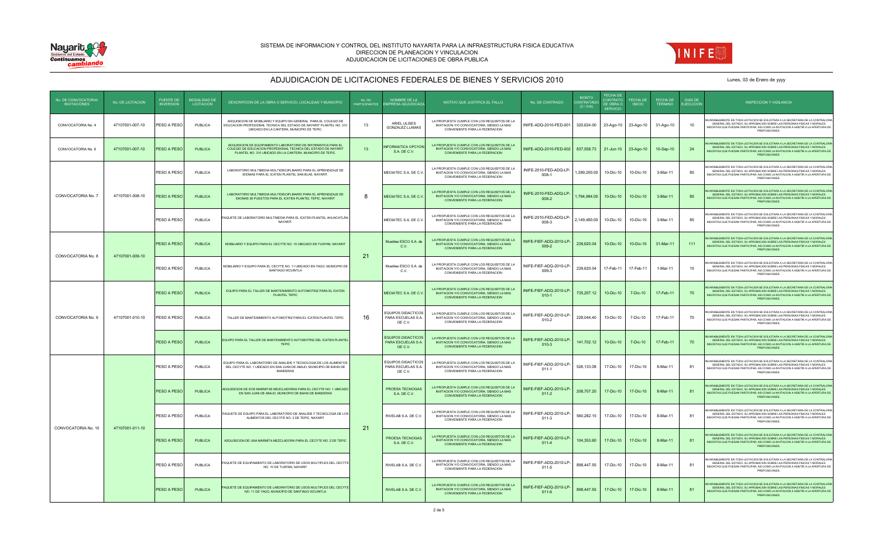SISTEMA DE INFORMACION Y CONTROL DEL INSTITUTO NAYARITA PARA LA INFRAESTRUCTURA FISICA EDUCATIVA
DIRECCION DE PLANEACION Y VINCULACION
ADJUDICACION DE LICITACIONES DE OBRA PUBLICA

# ADJUDICACION DE LICITACIONES FEDERALES DE BIENES Y SERVICIOS 2010

Lunes, 03 de Enero de yyyy

| No. DE CONVOCATORIA/ INVITACIONES | No. DE LICITACION | FUENTE DE INVERSION | MODALIDAD DE LICITACION | DESCRIPCION DE LA OBRA O SERVICIO, LOCALIDAD Y MUNICIPIO | No. DE PARTICIPANTES | NOMBRE DE LA EMPRESA ADJUDICADA | MOTIVO QUE JUSTIFICA EL FALLO | No. DE CONTRATO | MONTO CONTRATADO (C / IVA) | FECHA DE CONTRATO DE OBRA O SERVICIO | FECHA DE INICIO | FECHA DE TERMINO | DIAS DE EJECUCION | INSPECCION Y VIGILANCIA |
|---|---|---|---|---|---|---|---|---|---|---|---|---|---|---|
| CONVOCATORIA No. 4 | 47107001-007-10 | PESO A PESO | PUBLICA | ADQUISICION DE MOBILIARIO Y EQUIPO EN GENERAL PARA EL COLEGIO DE EDUCACION PROFESIONAL TECNICA DEL ESTADO DE NAYARIT PLANTEL NO. 310 UBICADO EN LA CANTERA, MUNICIPIO DE TEPIC. | 13 | ARIEL ULISES GONZALEZ LLAMAS | LA PROPUESTA CUMPLE CON LOS REQUISITOS DE LA INVITACION Y/O CONVOCATORIA, SIENDO LA MAS CONVENIENTE PARA LA FEDERACION | INIFE-ADQ-2010-FED-001 | 320,624.00 | 23-Ago-10 | 23-Ago-10 | 31-Ago-10 | 10 | INVARIABLEMENTE EN TODA LICITACION SE SOLICITARA A LA SECRETARIA DE LA CONTRALORIA GENERAL DEL ESTADO, SU APROBACION SOBRE LAS PERSONAS FISICAS Y MORALES INSCRITAS QUE PUEDAN PARTICIPAR, ASI COMO LA INVITACION A ASISTIR A LA APERTURA DE PROPOSICIONES. |
| CONVOCATORIA No. 6 | 47107001-007-10 | PESO A PESO | PUBLICA | ADQUISICION DE EQUIPAMIENTO LABORATORIO DE INFORMATICA PARA EL COLEGIO DE EDUCACION PROFESIONAL TECNICA DEL ESTADO DE NAYARIT PLANTEL NO. 310 UBICADO EN LA CANTERA, MUNICIPIO DE TEPIC. | 13 | INFORMATICA OPCYON S.A. DE C.V. | LA PROPUESTA CUMPLE CON LOS REQUISITOS DE LA INVITACION Y/O CONVOCATORIA, SIENDO LA MAS CONVENIENTE PARA LA FEDERACION | INIFE-ADQ-2010-FED-002 | 837,558.73 | 21-Jun-10 | 23-Ago-10 | 15-Sep-10 | 24 | INVARIABLEMENTE EN TODA LICITACION SE SOLICITARA A LA SECRETARIA DE LA CONTRALORIA GENERAL DEL ESTADO, SU APROBACION SOBRE LAS PERSONAS FISICAS Y MORALES INSCRITAS QUE PUEDAN PARTICIPAR, ASI COMO LA INVITACION A ASISTIR A LA APERTURA DE PROPOSICIONES. |
| CONVOCATORIA No. 7 | 47107001-008-10 | PESO A PESO | PUBLICA | LABORATORIO MULTIMEDIA MULTIDISCIPLINARIO PARA EL APRENDIZAJE DE IDIOMAS PARA EL ICATEN PLANTEL SAN BLAS, NAYARIT. | 8 | MEDIATEC S.A. DE C.V. | LA PROPUESTA CUMPLE CON LOS REQUISITOS DE LA INVITACION Y/O CONVOCATORIA, SIENDO LA MAS CONVENIENTE PARA LA FEDERACION | INIFE-2010-FED-ADQ-LP-008-1 | 1,299,200.00 | 10-Dic-10 | 10-Dic-10 | 3-Mar-11 | 85 | INVARIABLEMENTE EN TODA LICITACION SE SOLICITARA A LA SECRETARIA DE LA CONTRALORIA GENERAL DEL ESTADO, SU APROBACION SOBRE LAS PERSONAS FISICAS Y MORALES INSCRITAS QUE PUEDAN PARTICIPAR, ASI COMO LA INVITACION A ASISTIR A LA APERTURA DE PROPOSICIONES. |
| | | PESO A PESO | PUBLICA | LABORATORIO MULTIMEDIA MULTIDISCIPLINARIO PARA EL APRENDIZAJE DE IDIOMAS 26 PUESTOS PARA EL ICATEN PLANTEL TEPIC, NAYARIT | | MEDIATEC S.A. DE C.V. | LA PROPUESTA CUMPLE CON LOS REQUISITOS DE LA INVITACION Y/O CONVOCATORIA, SIENDO LA MAS CONVENIENTE PARA LA FEDERACION | INIFE-2010-FED-ADQ-LP-008-2 | 1,794,984.00 | 10-Dic-10 | 10-Dic-10 | 3-Mar-11 | 85 | INVARIABLEMENTE EN TODA LICITACION SE SOLICITARA A LA SECRETARIA DE LA CONTRALORIA GENERAL DEL ESTADO, SU APROBACION SOBRE LAS PERSONAS FISICAS Y MORALES INSCRITAS QUE PUEDAN PARTICIPAR, ASI COMO LA INVITACION A ASISTIR A LA APERTURA DE PROPOSICIONES. |
| | | PESO A PESO | PUBLICA | PAQUETE DE LABORATORIO MULTIMEDIA PARA EL ICATEN PLANTEL AHUACATLÁN, NAYARIT. | | MEDIATEC S.A. DE C.V. | LA PROPUESTA CUMPLE CON LOS REQUISITOS DE LA INVITACION Y/O CONVOCATORIA, SIENDO LA MAS CONVENIENTE PARA LA FEDERACION | INIFE-2010-FED-ADQ-LP-008-3 | 2,149,480.00 | 10-Dic-10 | 10-Dic-10 | 3-Mar-11 | 85 | INVARIABLEMENTE EN TODA LICITACION SE SOLICITARA A LA SECRETARIA DE LA CONTRALORIA GENERAL DEL ESTADO, SU APROBACION SOBRE LAS PERSONAS FISICAS Y MORALES INSCRITAS QUE PUEDAN PARTICIPAR, ASI COMO LA INVITACION A ASISTIR A LA APERTURA DE PROPOSICIONES. |
| CONVOCATORIA No. 8 | 47107001-009-10 | PESO A PESO | PUBLICA | MOBILIARIO Y EQUIPO PARA EL CECYTE NO. 10 UBICADO EN TUXPAN, NAYARIT | 21 | Muebles ESCO S.A. de C.V. | LA PROPUESTA CUMPLE CON LOS REQUISITOS DE LA INVITACION Y/O CONVOCATORIA, SIENDO LA MAS CONVENIENTE PARA LA FEDERACION | INIFE-FED-ADQ-2010-LP-009-2 | 239,620.04 | 10-Dic-10 | 10-Dic-10 | 31-Mar-11 | 111 | INVARIABLEMENTE EN TODA LICITACION SE SOLICITARA A LA SECRETARIA DE LA CONTRALORIA GENERAL DEL ESTADO, SU APROBACION SOBRE LAS PERSONAS FISICAS Y MORALES INSCRITAS QUE PUEDAN PARTICIPAR, ASI COMO LA INVITACION A ASISTIR A LA APERTURA DE PROPOSICIONES. |
| | | PESO A PESO | PUBLICA | MOBILIARIO Y EQUIPO PARA EL CECYTE NO. 11 UBICADO EN YAGO, MUNICIPIO DE SANTIAGO IXCUINTLA | | Muebles ESCO S.A. de C.V. | LA PROPUESTA CUMPLE CON LOS REQUISITOS DE LA INVITACION Y/O CONVOCATORIA, SIENDO LA MAS CONVENIENTE PARA LA FEDERACION | INIFE-FED-ADQ-2010-LP-009-3 | 239,620.04 | 17-Feb-11 | 17-Feb-11 | 1-Mar-11 | 15 | INVARIABLEMENTE EN TODA LICITACION SE SOLICITARA A LA SECRETARIA DE LA CONTRALORIA GENERAL DEL ESTADO, SU APROBACION SOBRE LAS PERSONAS FISICAS Y MORALES INSCRITAS QUE PUEDAN PARTICIPAR, ASI COMO LA INVITACION A ASISTIR A LA APERTURA DE PROPOSICIONES. |
| CONVOCATORIA No. 9 | 47107001-010-10 | PESO A PESO | PUBLICA | EQUIPO PARA EL TALLER DE MANTENIMIENTO AUTOMOTRIZ PARA EL ICATEN PLANTEL TEPIC | 16 | MEDIATEC S.A. DE C.V. | LA PROPUESTA CUMPLE CON LOS REQUISITOS DE LA INVITACION Y/O CONVOCATORIA, SIENDO LA MAS CONVENIENTE PARA LA FEDERACION | INIFE-FED-ADQ-2010-LP-010-1 | 735,207.12 | 10-Dic-10 | 7-Dic-10 | 17-Feb-11 | 70 | INVARIABLEMENTE EN TODA LICITACION SE SOLICITARA A LA SECRETARIA DE LA CONTRALORIA GENERAL DEL ESTADO, SU APROBACION SOBRE LAS PERSONAS FISICAS Y MORALES INSCRITAS QUE PUEDAN PARTICIPAR, ASI COMO LA INVITACION A ASISTIR A LA APERTURA DE PROPOSICIONES. |
| | | PESO A PESO | PUBLICA | TALLER DE MANTENIMIENTO AUTOMOTRIZ PARA EL ICATEN PLANTEL TEPIC | | EQUIPOS DIDACTICOS PARA ESCUELAS S.A. DE C.V. | LA PROPUESTA CUMPLE CON LOS REQUISITOS DE LA INVITACION Y/O CONVOCATORIA, SIENDO LA MAS CONVENIENTE PARA LA FEDERACION | INIFE-FED-ADQ-2010-LP-010-2 | 228,044.40 | 10-Dic-10 | 7-Dic-10 | 17-Feb-11 | 70 | INVARIABLEMENTE EN TODA LICITACION SE SOLICITARA A LA SECRETARIA DE LA CONTRALORIA GENERAL DEL ESTADO, SU APROBACION SOBRE LAS PERSONAS FISICAS Y MORALES INSCRITAS QUE PUEDAN PARTICIPAR, ASI COMO LA INVITACION A ASISTIR A LA APERTURA DE PROPOSICIONES. |
| | | PESO A PESO | PUBLICA | EQUIPO PARA EL TALLER DE MANTENIMIENTO AUTOMOTRIZ DEL ICATEN PLANTEL TEPIC | | EQUIPOS DIDACTICOS PARA ESCUELAS S.A. DE C.V. | LA PROPUESTA CUMPLE CON LOS REQUISITOS DE LA INVITACION Y/O CONVOCATORIA, SIENDO LA MAS CONVENIENTE PARA LA FEDERACION | INIFE-FED-ADQ-2010-LP-010-3 | 141,702.12 | 10-Dic-10 | 7-Dic-10 | 17-Feb-11 | 70 | INVARIABLEMENTE EN TODA LICITACION SE SOLICITARA A LA SECRETARIA DE LA CONTRALORIA GENERAL DEL ESTADO, SU APROBACION SOBRE LAS PERSONAS FISICAS Y MORALES INSCRITAS QUE PUEDAN PARTICIPAR, ASI COMO LA INVITACION A ASISTIR A LA APERTURA DE PROPOSICIONES. |
| CONVOCATORIA No. 10 | 47107001-011-10 | PESO A PESO | PUBLICA | EQUIPO PARA EL LABORATORIO DE ANALISIS Y TECNOLOGIA DE LOS ALIMENTOS DEL CECYTE NO. 1 UBICADO EN SAN JUAN DE ABAJO, MUNICIPIO DE BAHIA DE BANDERAS | 21 | EQUIPOS DIDACTICOS PARA ESCUELAS S.A. DE C.V. | LA PROPUESTA CUMPLE CON LOS REQUISITOS DE LA INVITACION Y/O CONVOCATORIA, SIENDO LA MAS CONVENIENTE PARA LA FEDERACION | INIFE-FED-ADQ-2010-LP-011-1 | 526,133.08 | 17-Dic-10 | 17-Dic-10 | 8-Mar-11 | 81 | INVARIABLEMENTE EN TODA LICITACION SE SOLICITARA A LA SECRETARIA DE LA CONTRALORIA GENERAL DEL ESTADO, SU APROBACION SOBRE LAS PERSONAS FISICAS Y MORALES INSCRITAS QUE PUEDAN PARTICIPAR, ASI COMO LA INVITACION A ASISTIR A LA APERTURA DE PROPOSICIONES. |
| | | PESO A PESO | PUBLICA | ADQUISICION DE DOS MARMITAS MEZCLADORAS PARA EL CECYTE NO. 1 UBICADO EN SAN JUAN DE ABAJO, MUNICIPIO DE BAHIA DE BANDERAS | | PROESA TECNOGAS S.A. DE C.V. | LA PROPUESTA CUMPLE CON LOS REQUISITOS DE LA INVITACION Y/O CONVOCATORIA, SIENDO LA MAS CONVENIENTE PARA LA FEDERACION | INIFE-FED-ADQ-2010-LP-011-2 | 208,707.20 | 17-Dic-10 | 17-Dic-10 | 8-Mar-11 | 81 | INVARIABLEMENTE EN TODA LICITACION SE SOLICITARA A LA SECRETARIA DE LA CONTRALORIA GENERAL DEL ESTADO, SU APROBACION SOBRE LAS PERSONAS FISICAS Y MORALES INSCRITAS QUE PUEDAN PARTICIPAR, ASI COMO LA INVITACION A ASISTIR A LA APERTURA DE PROPOSICIONES. |
| | | PESO A PESO | PUBLICA | PAQUETE DE EQUIPO PARA EL LABORATORIO DE ANALISIS Y TECNOLOGIA DE LOS ALIMENTOS DEL CECYTE NO. 2 DE TEPIC, NAYARIT | | RIVELAB S.A. DE C.V. | LA PROPUESTA CUMPLE CON LOS REQUISITOS DE LA INVITACION Y/O CONVOCATORIA, SIENDO LA MAS CONVENIENTE PARA LA FEDERACION | INIFE-FED-ADQ-2010-LP-011-3 | 560,282.15 | 17-Dic-10 | 17-Dic-10 | 8-Mar-11 | 81 | INVARIABLEMENTE EN TODA LICITACION SE SOLICITARA A LA SECRETARIA DE LA CONTRALORIA GENERAL DEL ESTADO, SU APROBACION SOBRE LAS PERSONAS FISICAS Y MORALES INSCRITAS QUE PUEDAN PARTICIPAR, ASI COMO LA INVITACION A ASISTIR A LA APERTURA DE PROPOSICIONES. |
| | | PESO A PESO | PUBLICA | ADQUISICION DE UNA MARMITA MEZCLADORA PARA EL CECYTE NO. 2 DE TEPIC | | PROESA TECNOGAS S.A. DE C.V. | LA PROPUESTA CUMPLE CON LOS REQUISITOS DE LA INVITACION Y/O CONVOCATORIA, SIENDO LA MAS CONVENIENTE PARA LA FEDERACION | INIFE-FED-ADQ-2010-LP-011-4 | 104,353.60 | 17-Dic-10 | 17-Dic-10 | 8-Mar-11 | 81 | INVARIABLEMENTE EN TODA LICITACION SE SOLICITARA A LA SECRETARIA DE LA CONTRALORIA GENERAL DEL ESTADO, SU APROBACION SOBRE LAS PERSONAS FISICAS Y MORALES INSCRITAS QUE PUEDAN PARTICIPAR, ASI COMO LA INVITACION A ASISTIR A LA APERTURA DE PROPOSICIONES. |
| | | PESO A PESO | PUBLICA | PAQUETE DE EQUIPAMIENTO DE LABORATORIO DE USOS MULTIPLES DEL CECYTE NO. 10 DE TUXPAN, NAYARIT | | RIVELAB S.A. DE C.V. | LA PROPUESTA CUMPLE CON LOS REQUISITOS DE LA INVITACION Y/O CONVOCATORIA, SIENDO LA MAS CONVENIENTE PARA LA FEDERACION | INIFE-FED-ADQ-2010-LP-011-5 | 898,447.55 | 17-Dic-10 | 17-Dic-10 | 8-Mar-11 | 81 | INVARIABLEMENTE EN TODA LICITACION SE SOLICITARA A LA SECRETARIA DE LA CONTRALORIA GENERAL DEL ESTADO, SU APROBACION SOBRE LAS PERSONAS FISICAS Y MORALES INSCRITAS QUE PUEDAN PARTICIPAR, ASI COMO LA INVITACION A ASISTIR A LA APERTURA DE PROPOSICIONES. |
| | | PESO A PESO | PUBLICA | PAQUETE DE EQUIPAMIENTO DE LABORATORIO DE USOS MULTIPLES DEL CECYTE NO. 11 DE YAGO, MUNICIPIO DE SANTIAGO IXCUINTLA | | RIVELAB S.A. DE C.V. | LA PROPUESTA CUMPLE CON LOS REQUISITOS DE LA INVITACION Y/O CONVOCATORIA, SIENDO LA MAS CONVENIENTE PARA LA FEDERACION | INIFE-FED-ADQ-2010-LP-011-6 | 898,447.55 | 17-Dic-10 | 17-Dic-10 | 8-Mar-11 | 81 | INVARIABLEMENTE EN TODA LICITACION SE SOLICITARA A LA SECRETARIA DE LA CONTRALORIA GENERAL DEL ESTADO, SU APROBACION SOBRE LAS PERSONAS FISICAS Y MORALES INSCRITAS QUE PUEDAN PARTICIPAR, ASI COMO LA INVITACION A ASISTIR A LA APERTURA DE PROPOSICIONES. |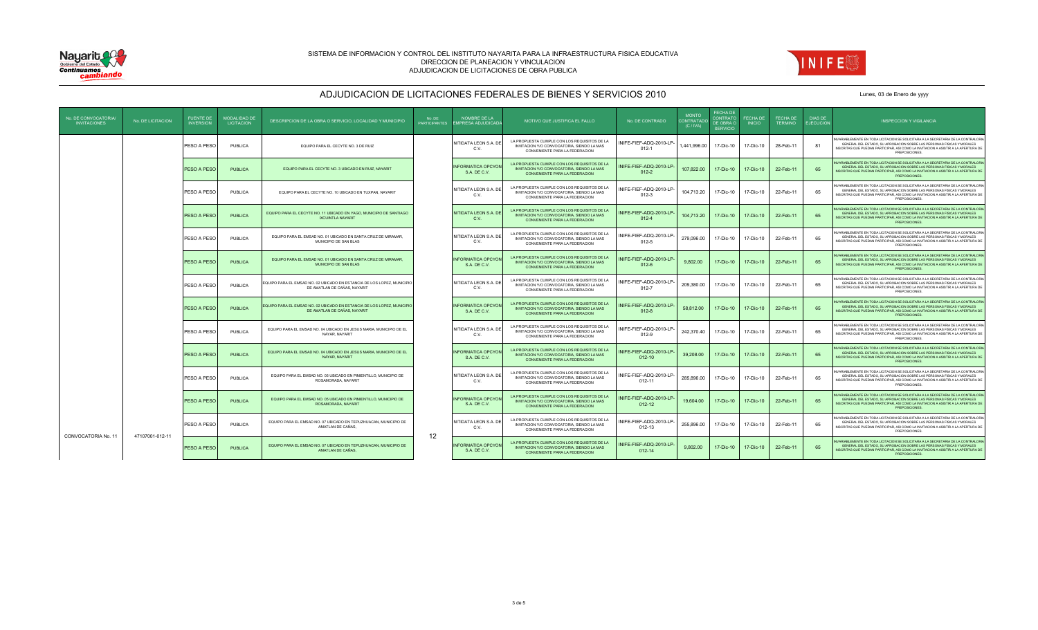SISTEMA DE INFORMACION Y CONTROL DEL INSTITUTO NAYARITA PARA LA INFRAESTRUCTURA FISICA EDUCATIVA
DIRECCION DE PLANEACION Y VINCULACION
ADJUDICACION DE LICITACIONES DE OBRA PUBLICA

# ADJUDICACION DE LICITACIONES FEDERALES DE BIENES Y SERVICIOS 2010

Lunes, 03 de Enero de yyyy

| No. DE CONVOCATORIA/ INVITACIONES | No. DE LICITACION | FUENTE DE INVERSION | MODALIDAD DE LICITACION | DESCRIPCION DE LA OBRA O SERVICIO, LOCALIDAD Y MUNICIPIO | No. DE PARTICIPANTES | NOMBRE DE LA EMPRESA ADJUDICADA | MOTIVO QUE JUSTIFICA EL FALLO | No. DE CONTRADO | MONTO CONTRATADO (C / IVA) | FECHA DE CONTRATO DE OBRA O SERVICIO | FECHA DE INICIO | FECHA DE TERMINO | DIAS DE EJECUCION | INSPECCION Y VIGILANCIA |
|---|---|---|---|---|---|---|---|---|---|---|---|---|---|---|
| CONVOCATORIA No. 11 | 47107001-012-11 | PESO A PESO | PUBLICA | EQUIPO PARA EL CECYTE NO. 3 DE RUIZ | 12 | NITIDATA LEON S.A. DE C.V. | LA PROPUESTA CUMPLE CON LOS REQUISITOS DE LA INVITACION Y/O CONVOCATORIA, SIENDO LA MAS CONVENIENTE PARA LA FEDERACION | INIFE-FIEF-ADQ-2010-LP-012-1 | 1,441,996.00 | 17-Dic-10 | 17-Dic-10 | 28-Feb-11 | 81 | INVARIABLEMENTE EN TODA LICITACION SE SOLICITARA A LA SECRETARIA DE LA CONTRALORIA GENERAL DEL ESTADO, SU APROBACION SOBRE LAS PERSONAS FISICAS Y MORALES INSCRITAS QUE PUEDAN PARTICIPAR, ASI COMO LA INVITACION A ASISTIR A LA APERTURA DE PREPOSICIONES. |
| | | PESO A PESO | PUBLICA | EQUIPO PARA EL CECYTE NO. 3 UBICADO EN RUIZ, NAYARIT | | INFORMATICA OPCYON S.A. DE C.V. | LA PROPUESTA CUMPLE CON LOS REQUISITOS DE LA INVITACION Y/O CONVOCATORIA, SIENDO LA MAS CONVENIENTE PARA LA FEDERACION | INIFE-FIEF-ADQ-2010-LP-012-2 | 107,822.00 | 17-Dic-10 | 17-Dic-10 | 22-Feb-11 | 65 | INVARIABLEMENTE EN TODA LICITACION SE SOLICITARA A LA SECRETARIA DE LA CONTRALORIA GENERAL DEL ESTADO, SU APROBACION SOBRE LAS PERSONAS FISICAS Y MORALES INSCRITAS QUE PUEDAN PARTICIPAR, ASI COMO LA INVITACION A ASISTIR A LA APERTURA DE PREPOSICIONES. |
| | | PESO A PESO | PUBLICA | EQUIPO PARA EL CECYTE NO. 10 UBICADO EN TUXPAN, NAYARIT | | NITIDATA LEON S.A. DE C.V. | LA PROPUESTA CUMPLE CON LOS REQUISITOS DE LA INVITACION Y/O CONVOCATORIA, SIENDO LA MAS CONVENIENTE PARA LA FEDERACION | INIFE-FIEF-ADQ-2010-LP-012-3 | 104,713.20 | 17-Dic-10 | 17-Dic-10 | 22-Feb-11 | 65 | INVARIABLEMENTE EN TODA LICITACION SE SOLICITARA A LA SECRETARIA DE LA CONTRALORIA GENERAL DEL ESTADO, SU APROBACION SOBRE LAS PERSONAS FISICAS Y MORALES INSCRITAS QUE PUEDAN PARTICIPAR, ASI COMO LA INVITACION A ASISTIR A LA APERTURA DE PREPOSICIONES. |
| | | PESO A PESO | PUBLICA | EQUIPO PARA EL CECYTE NO. 11 UBICADO EN YAGO, MUNICIPIO DE SANTIAGO IXCUINTLA NAYARIT | | NITIDATA LEON S.A. DE C.V. | LA PROPUESTA CUMPLE CON LOS REQUISITOS DE LA INVITACION Y/O CONVOCATORIA, SIENDO LA MAS CONVENIENTE PARA LA FEDERACION | INIFE-FIEF-ADQ-2010-LP-012-4 | 104,713.20 | 17-Dic-10 | 17-Dic-10 | 22-Feb-11 | 65 | INVARIABLEMENTE EN TODA LICITACION SE SOLICITARA A LA SECRETARIA DE LA CONTRALORIA GENERAL DEL ESTADO, SU APROBACION SOBRE LAS PERSONAS FISICAS Y MORALES INSCRITAS QUE PUEDAN PARTICIPAR, ASI COMO LA INVITACION A ASISTIR A LA APERTURA DE PREPOSICIONES. |
| | | PESO A PESO | PUBLICA | EQUIPO PARA EL EMSAD NO. 01 UBICADO EN SANTA CRUZ DE MIRAMAR, MUNICIPIO DE SAN BLAS | | NITIDATA LEON S.A. DE C.V. | LA PROPUESTA CUMPLE CON LOS REQUISITOS DE LA INVITACION Y/O CONVOCATORIA, SIENDO LA MAS CONVENIENTE PARA LA FEDERACION | INIFE-FIEF-ADQ-2010-LP-012-5 | 279,096.00 | 17-Dic-10 | 17-Dic-10 | 22-Feb-11 | 65 | INVARIABLEMENTE EN TODA LICITACION SE SOLICITARA A LA SECRETARIA DE LA CONTRALORIA GENERAL DEL ESTADO, SU APROBACION SOBRE LAS PERSONAS FISICAS Y MORALES INSCRITAS QUE PUEDAN PARTICIPAR, ASI COMO LA INVITACION A ASISTIR A LA APERTURA DE PREPOSICIONES. |
| | | PESO A PESO | PUBLICA | EQUIPO PARA EL EMSAD NO. 01 UBICADO EN SANTA CRUZ DE MIRAMAR, MUNICIPIO DE SAN BLAS | | INFORMATICA OPCYON S.A. DE C.V. | LA PROPUESTA CUMPLE CON LOS REQUISITOS DE LA INVITACION Y/O CONVOCATORIA, SIENDO LA MAS CONVENIENTE PARA LA FEDERACION | INIFE-FIEF-ADQ-2010-LP-012-6 | 9,802.00 | 17-Dic-10 | 17-Dic-10 | 22-Feb-11 | 65 | INVARIABLEMENTE EN TODA LICITACION SE SOLICITARA A LA SECRETARIA DE LA CONTRALORIA GENERAL DEL ESTADO, SU APROBACION SOBRE LAS PERSONAS FISICAS Y MORALES INSCRITAS QUE PUEDAN PARTICIPAR, ASI COMO LA INVITACION A ASISTIR A LA APERTURA DE PREPOSICIONES. |
| | | PESO A PESO | PUBLICA | EQUIPO PARA EL EMSAD NO. 02 UBICADO EN ESTANCIA DE LOS LOPEZ, MUNICIPIO DE AMATLAN DE CAÑAS, NAYARIT | | NITIDATA LEON S.A. DE C.V. | LA PROPUESTA CUMPLE CON LOS REQUISITOS DE LA INVITACION Y/O CONVOCATORIA, SIENDO LA MAS CONVENIENTE PARA LA FEDERACION | INIFE-FIEF-ADQ-2010-LP-012-7 | 209,380.00 | 17-Dic-10 | 17-Dic-10 | 22-Feb-11 | 65 | INVARIABLEMENTE EN TODA LICITACION SE SOLICITARA A LA SECRETARIA DE LA CONTRALORIA GENERAL DEL ESTADO, SU APROBACION SOBRE LAS PERSONAS FISICAS Y MORALES INSCRITAS QUE PUEDAN PARTICIPAR, ASI COMO LA INVITACION A ASISTIR A LA APERTURA DE PREPOSICIONES. |
| | | PESO A PESO | PUBLICA | EQUIPO PARA EL EMSAD NO. 02 UBICADO EN ESTANCIA DE LOS LOPEZ, MUNICIPIO DE AMATLAN DE CAÑAS, NAYARIT | | INFORMATICA OPCYON S.A. DE C.V. | LA PROPUESTA CUMPLE CON LOS REQUISITOS DE LA INVITACION Y/O CONVOCATORIA, SIENDO LA MAS CONVENIENTE PARA LA FEDERACION | INIFE-FIEF-ADQ-2010-LP-012-8 | 58,812.00 | 17-Dic-10 | 17-Dic-10 | 22-Feb-11 | 65 | INVARIABLEMENTE EN TODA LICITACION SE SOLICITARA A LA SECRETARIA DE LA CONTRALORIA GENERAL DEL ESTADO, SU APROBACION SOBRE LAS PERSONAS FISICAS Y MORALES INSCRITAS QUE PUEDAN PARTICIPAR, ASI COMO LA INVITACION A ASISTIR A LA APERTURA DE PREPOSICIONES. |
| | | PESO A PESO | PUBLICA | EQUIPO PARA EL EMSAD NO. 04 UBICADO EN JESUS MARIA, MUNICIPIO DE EL NAYAR, NAYARIT | | NITIDATA LEON S.A. DE C.V. | LA PROPUESTA CUMPLE CON LOS REQUISITOS DE LA INVITACION Y/O CONVOCATORIA, SIENDO LA MAS CONVENIENTE PARA LA FEDERACION | INIFE-FIEF-ADQ-2010-LP-012-9 | 242,370.40 | 17-Dic-10 | 17-Dic-10 | 22-Feb-11 | 65 | INVARIABLEMENTE EN TODA LICITACION SE SOLICITARA A LA SECRETARIA DE LA CONTRALORIA GENERAL DEL ESTADO, SU APROBACION SOBRE LAS PERSONAS FISICAS Y MORALES INSCRITAS QUE PUEDAN PARTICIPAR, ASI COMO LA INVITACION A ASISTIR A LA APERTURA DE PREPOSICIONES. |
| | | PESO A PESO | PUBLICA | EQUIPO PARA EL EMSAD NO. 04 UBICADO EN JESUS MARIA, MUNICIPIO DE EL NAYAR, NAYARIT | | INFORMATICA OPCYON S.A. DE C.V. | LA PROPUESTA CUMPLE CON LOS REQUISITOS DE LA INVITACION Y/O CONVOCATORIA, SIENDO LA MAS CONVENIENTE PARA LA FEDERACION | INIFE-FIEF-ADQ-2010-LP-012-10 | 39,208.00 | 17-Dic-10 | 17-Dic-10 | 22-Feb-11 | 65 | INVARIABLEMENTE EN TODA LICITACION SE SOLICITARA A LA SECRETARIA DE LA CONTRALORIA GENERAL DEL ESTADO, SU APROBACION SOBRE LAS PERSONAS FISICAS Y MORALES INSCRITAS QUE PUEDAN PARTICIPAR, ASI COMO LA INVITACION A ASISTIR A LA APERTURA DE PREPOSICIONES. |
| | | PESO A PESO | PUBLICA | EQUIPO PARA EL EMSAD NO. 05 UBICADO EN PIMIENTILLO, MUNICIPIO DE ROSAMORADA, NAYARIT | | NITIDATA LEON S.A. DE C.V. | LA PROPUESTA CUMPLE CON LOS REQUISITOS DE LA INVITACION Y/O CONVOCATORIA, SIENDO LA MAS CONVENIENTE PARA LA FEDERACION | INIFE-FIEF-ADQ-2010-LP-012-11 | 285,896.00 | 17-Dic-10 | 17-Dic-10 | 22-Feb-11 | 65 | INVARIABLEMENTE EN TODA LICITACION SE SOLICITARA A LA SECRETARIA DE LA CONTRALORIA GENERAL DEL ESTADO, SU APROBACION SOBRE LAS PERSONAS FISICAS Y MORALES INSCRITAS QUE PUEDAN PARTICIPAR, ASI COMO LA INVITACION A ASISTIR A LA APERTURA DE PREPOSICIONES. |
| | | PESO A PESO | PUBLICA | EQUIPO PARA EL EMSAD NO. 05 UBICADO EN PIMIENTILLO, MUNICIPIO DE ROSAMORADA, NAYARIT | | INFORMATICA OPCYON S.A. DE C.V. | LA PROPUESTA CUMPLE CON LOS REQUISITOS DE LA INVITACION Y/O CONVOCATORIA, SIENDO LA MAS CONVENIENTE PARA LA FEDERACION | INIFE-FIEF-ADQ-2010-LP-012-12 | 19,604.00 | 17-Dic-10 | 17-Dic-10 | 22-Feb-11 | 65 | INVARIABLEMENTE EN TODA LICITACION SE SOLICITARA A LA SECRETARIA DE LA CONTRALORIA GENERAL DEL ESTADO, SU APROBACION SOBRE LAS PERSONAS FISICAS Y MORALES INSCRITAS QUE PUEDAN PARTICIPAR, ASI COMO LA INVITACION A ASISTIR A LA APERTURA DE PREPOSICIONES. |
| | | PESO A PESO | PUBLICA | EQUIPO PARA EL EMSAD NO. 07 UBICADO EN TEPUZHUACAN, MUNICIPIO DE AMATLAN DE CAÑAS, | | NITIDATA LEON S.A. DE C.V. | LA PROPUESTA CUMPLE CON LOS REQUISITOS DE LA INVITACION Y/O CONVOCATORIA, SIENDO LA MAS CONVENIENTE PARA LA FEDERACION | INIFE-FIEF-ADQ-2010-LP-012-13 | 255,896.00 | 17-Dic-10 | 17-Dic-10 | 22-Feb-11 | 65 | INVARIABLEMENTE EN TODA LICITACION SE SOLICITARA A LA SECRETARIA DE LA CONTRALORIA GENERAL DEL ESTADO, SU APROBACION SOBRE LAS PERSONAS FISICAS Y MORALES INSCRITAS QUE PUEDAN PARTICIPAR, ASI COMO LA INVITACION A ASISTIR A LA APERTURA DE PREPOSICIONES. |
| | | PESO A PESO | PUBLICA | EQUIPO PARA EL EMSAD NO. 07 UBICADO EN TEPUZHUACAN, MUNICIPIO DE AMATLAN DE CAÑAS, | | INFORMATICA OPCYON S.A. DE C.V. | LA PROPUESTA CUMPLE CON LOS REQUISITOS DE LA INVITACION Y/O CONVOCATORIA, SIENDO LA MAS CONVENIENTE PARA LA FEDERACION | INIFE-FIEF-ADQ-2010-LP-012-14 | 9,802.00 | 17-Dic-10 | 17-Dic-10 | 22-Feb-11 | 65 | INVARIABLEMENTE EN TODA LICITACION SE SOLICITARA A LA SECRETARIA DE LA CONTRALORIA GENERAL DEL ESTADO, SU APROBACION SOBRE LAS PERSONAS FISICAS Y MORALES INSCRITAS QUE PUEDAN PARTICIPAR, ASI COMO LA INVITACION A ASISTIR A LA APERTURA DE PREPOSICIONES. |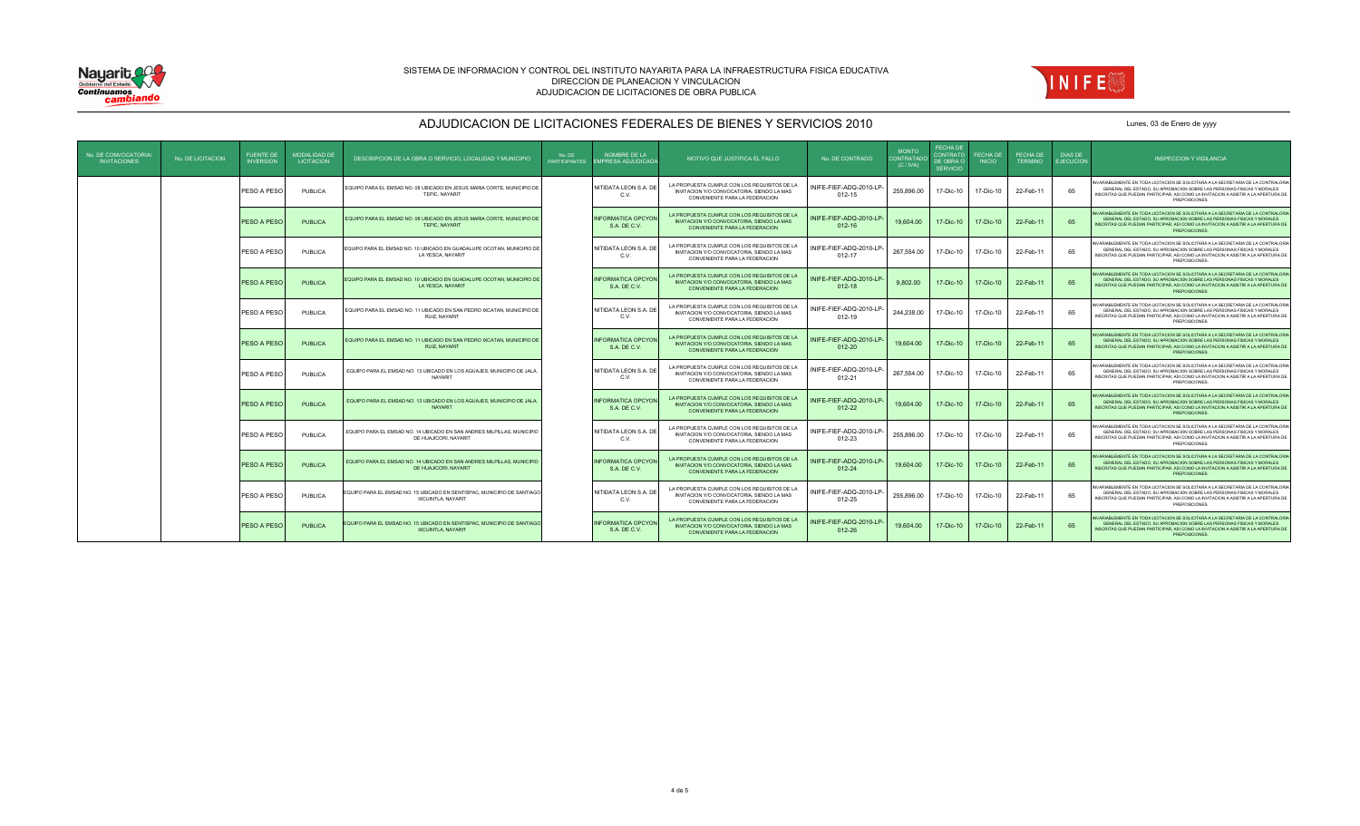SISTEMA DE INFORMACION Y CONTROL DEL INSTITUTO NAYARITA PARA LA INFRAESTRUCTURA FISICA EDUCATIVA
DIRECCION DE PLANEACION Y VINCULACION
ADJUDICACION DE LICITACIONES DE OBRA PUBLICA

# ADJUDICACION DE LICITACIONES FEDERALES DE BIENES Y SERVICIOS 2010

Lunes, 03 de Enero de yyyy

| No. DE CONVOCATORIA/ INVITACIONES | No. DE LICITACION | FUENTE DE INVERSION | MODALIDAD DE LICITACION | DESCRIPCION DE LA OBRA O SERVICIO, LOCALIDAD Y MUNICIPIO | No. DE PARTICIPANTES | NOMBRE DE LA EMPRESA ADJUDICADA | MOTIVO QUE JUSTIFICA EL FALLO | No. DE CONTRADO | MONTO CONTRATADO (C / IVA) | FECHA DE CONTRATO DE OBRA O SERVICIO | FECHA DE INICIO | FECHA DE TERMINO | DIAS DE EJECUCION | INSPECCION Y VIGILANCIA |
|---|---|---|---|---|---|---|---|---|---|---|---|---|---|---|
| | | PESO A PESO | PUBLICA | EQUIPO PARA EL EMSAD NO. 08 UBICADO EN JESUS MARIA CORTE, MUNICIPIO DE TEPIC, NAYARIT | | NITIDATA LEON S.A. DE C.V. | LA PROPUESTA CUMPLE CON LOS REQUISITOS DE LA INVITACION Y/O CONVOCATORIA, SIENDO LA MAS CONVENIENTE PARA LA FEDERACION | INIFE-FIEF-ADQ-2010-LP-012-15 | 255,896.00 | 17-Dic-10 | 17-Dic-10 | 22-Feb-11 | 65 | INVARIABLEMENTE EN TODA LICITACION SE SOLICITARA A LA SECRETARIA DE LA CONTRALORIA GENERAL DEL ESTADO, SU APROBACION SOBRE LAS PERSONAS FISICAS Y MORALES INSCRITAS QUE PUEDAN PARTICIPAR, ASI COMO LA INVITACION A ASISTIR A LA APERTURA DE PREPOSICIONES. |
| | | PESO A PESO | PUBLICA | EQUIPO PARA EL EMSAD NO. 08 UBICADO EN JESUS MARIA CORTE, MUNICIPIO DE TEPIC, NAYARIT | | INFORMATICA OPCYON S.A. DE C.V. | LA PROPUESTA CUMPLE CON LOS REQUISITOS DE LA INVITACION Y/O CONVOCATORIA, SIENDO LA MAS CONVENIENTE PARA LA FEDERACION | INIFE-FIEF-ADQ-2010-LP-012-16 | 19,604.00 | 17-Dic-10 | 17-Dic-10 | 22-Feb-11 | 65 | INVARIABLEMENTE EN TODA LICITACION SE SOLICITARA A LA SECRETARIA DE LA CONTRALORIA GENERAL DEL ESTADO, SU APROBACION SOBRE LAS PERSONAS FISICAS Y MORALES INSCRITAS QUE PUEDAN PARTICIPAR, ASI COMO LA INVITACION A ASISTIR A LA APERTURA DE PREPOSICIONES. |
| | | PESO A PESO | PUBLICA | EQUIPO PARA EL EMSAD NO. 10 UBICADO EN GUADALUPE OCOTAN, MUNICIPIO DE LA YESCA, NAYARIT | | NITIDATA LEON S.A. DE C.V. | LA PROPUESTA CUMPLE CON LOS REQUISITOS DE LA INVITACION Y/O CONVOCATORIA, SIENDO LA MAS CONVENIENTE PARA LA FEDERACION | INIFE-FIEF-ADQ-2010-LP-012-17 | 267,554.00 | 17-Dic-10 | 17-Dic-10 | 22-Feb-11 | 65 | INVARIABLEMENTE EN TODA LICITACION SE SOLICITARA A LA SECRETARIA DE LA CONTRALORIA GENERAL DEL ESTADO, SU APROBACION SOBRE LAS PERSONAS FISICAS Y MORALES INSCRITAS QUE PUEDAN PARTICIPAR, ASI COMO LA INVITACION A ASISTIR A LA APERTURA DE PREPOSICIONES. |
| | | PESO A PESO | PUBLICA | EQUIPO PARA EL EMSAD NO. 10 UBICADO EN GUADALUPE OCOTAN, MUNICIPIO DE LA YESCA, NAYARIT | | INFORMATICA OPCYON S.A. DE C.V. | LA PROPUESTA CUMPLE CON LOS REQUISITOS DE LA INVITACION Y/O CONVOCATORIA, SIENDO LA MAS CONVENIENTE PARA LA FEDERACION | INIFE-FIEF-ADQ-2010-LP-012-18 | 9,802.00 | 17-Dic-10 | 17-Dic-10 | 22-Feb-11 | 65 | INVARIABLEMENTE EN TODA LICITACION SE SOLICITARA A LA SECRETARIA DE LA CONTRALORIA GENERAL DEL ESTADO, SU APROBACION SOBRE LAS PERSONAS FISICAS Y MORALES INSCRITAS QUE PUEDAN PARTICIPAR, ASI COMO LA INVITACION A ASISTIR A LA APERTURA DE PREPOSICIONES. |
| | | PESO A PESO | PUBLICA | EQUIPO PARA EL EMSAD NO. 11 UBICADO EN SAN PEDRO IXCATAN, MUNICIPIO DE RUIZ, NAYARIT | | NITIDATA LEON S.A. DE C.V. | LA PROPUESTA CUMPLE CON LOS REQUISITOS DE LA INVITACION Y/O CONVOCATORIA, SIENDO LA MAS CONVENIENTE PARA LA FEDERACION | INIFE-FIEF-ADQ-2010-LP-012-19 | 244,238.00 | 17-Dic-10 | 17-Dic-10 | 22-Feb-11 | 65 | INVARIABLEMENTE EN TODA LICITACION SE SOLICITARA A LA SECRETARIA DE LA CONTRALORIA GENERAL DEL ESTADO, SU APROBACION SOBRE LAS PERSONAS FISICAS Y MORALES INSCRITAS QUE PUEDAN PARTICIPAR, ASI COMO LA INVITACION A ASISTIR A LA APERTURA DE PREPOSICIONES. |
| | | PESO A PESO | PUBLICA | EQUIPO PARA EL EMSAD NO. 11 UBICADO EN SAN PEDRO IXCATAN, MUNICIPIO DE RUIZ, NAYARIT | | INFORMATICA OPCYON S.A. DE C.V. | LA PROPUESTA CUMPLE CON LOS REQUISITOS DE LA INVITACION Y/O CONVOCATORIA, SIENDO LA MAS CONVENIENTE PARA LA FEDERACION | INIFE-FIEF-ADQ-2010-LP-012-20 | 19,604.00 | 17-Dic-10 | 17-Dic-10 | 22-Feb-11 | 65 | INVARIABLEMENTE EN TODA LICITACION SE SOLICITARA A LA SECRETARIA DE LA CONTRALORIA GENERAL DEL ESTADO, SU APROBACION SOBRE LAS PERSONAS FISICAS Y MORALES INSCRITAS QUE PUEDAN PARTICIPAR, ASI COMO LA INVITACION A ASISTIR A LA APERTURA DE PREPOSICIONES. |
| | | PESO A PESO | PUBLICA | EQUIPO PARA EL EMSAD NO. 13 UBICADO EN LOS AGUAJES, MUNICIPIO DE JALA, NAYARIT | | NITIDATA LEON S.A. DE C.V. | LA PROPUESTA CUMPLE CON LOS REQUISITOS DE LA INVITACION Y/O CONVOCATORIA, SIENDO LA MAS CONVENIENTE PARA LA FEDERACION | INIFE-FIEF-ADQ-2010-LP-012-21 | 267,554.00 | 17-Dic-10 | 17-Dic-10 | 22-Feb-11 | 65 | INVARIABLEMENTE EN TODA LICITACION SE SOLICITARA A LA SECRETARIA DE LA CONTRALORIA GENERAL DEL ESTADO, SU APROBACION SOBRE LAS PERSONAS FISICAS Y MORALES INSCRITAS QUE PUEDAN PARTICIPAR, ASI COMO LA INVITACION A ASISTIR A LA APERTURA DE PREPOSICIONES. |
| | | PESO A PESO | PUBLICA | EQUIPO PARA EL EMSAD NO. 13 UBICADO EN LOS AGUAJES, MUNICIPIO DE JALA, NAYARIT | | INFORMATICA OPCYON S.A. DE C.V. | LA PROPUESTA CUMPLE CON LOS REQUISITOS DE LA INVITACION Y/O CONVOCATORIA, SIENDO LA MAS CONVENIENTE PARA LA FEDERACION | INIFE-FIEF-ADQ-2010-LP-012-22 | 19,604.00 | 17-Dic-10 | 17-Dic-10 | 22-Feb-11 | 65 | INVARIABLEMENTE EN TODA LICITACION SE SOLICITARA A LA SECRETARIA DE LA CONTRALORIA GENERAL DEL ESTADO, SU APROBACION SOBRE LAS PERSONAS FISICAS Y MORALES INSCRITAS QUE PUEDAN PARTICIPAR, ASI COMO LA INVITACION A ASISTIR A LA APERTURA DE PREPOSICIONES. |
| | | PESO A PESO | PUBLICA | EQUIPO PARA EL EMSAD NO. 14 UBICADO EN SAN ANDRES MILPILLAS, MUNICIPIO DE HUAJICORI, NAYARIT | | NITIDATA LEON S.A. DE C.V. | LA PROPUESTA CUMPLE CON LOS REQUISITOS DE LA INVITACION Y/O CONVOCATORIA, SIENDO LA MAS CONVENIENTE PARA LA FEDERACION | INIFE-FIEF-ADQ-2010-LP-012-23 | 255,896.00 | 17-Dic-10 | 17-Dic-10 | 22-Feb-11 | 65 | INVARIABLEMENTE EN TODA LICITACION SE SOLICITARA A LA SECRETARIA DE LA CONTRALORIA GENERAL DEL ESTADO, SU APROBACION SOBRE LAS PERSONAS FISICAS Y MORALES INSCRITAS QUE PUEDAN PARTICIPAR, ASI COMO LA INVITACION A ASISTIR A LA APERTURA DE PREPOSICIONES. |
| | | PESO A PESO | PUBLICA | EQUIPO PARA EL EMSAD NO. 14 UBICADO EN SAN ANDRES MILPILLAS, MUNICIPIO DE HUAJICORI, NAYARIT | | INFORMATICA OPCYON S.A. DE C.V. | LA PROPUESTA CUMPLE CON LOS REQUISITOS DE LA INVITACION Y/O CONVOCATORIA, SIENDO LA MAS CONVENIENTE PARA LA FEDERACION | INIFE-FIEF-ADQ-2010-LP-012-24 | 19,604.00 | 17-Dic-10 | 17-Dic-10 | 22-Feb-11 | 65 | INVARIABLEMENTE EN TODA LICITACION SE SOLICITARA A LA SECRETARIA DE LA CONTRALORIA GENERAL DEL ESTADO, SU APROBACION SOBRE LAS PERSONAS FISICAS Y MORALES INSCRITAS QUE PUEDAN PARTICIPAR, ASI COMO LA INVITACION A ASISTIR A LA APERTURA DE PREPOSICIONES. |
| | | PESO A PESO | PUBLICA | EQUIPO PARA EL EMSAD NO. 15 UBICADO EN SENTISPAC, MUNICIPIO DE SANTIAGO IXCUINTLA, NAYARIT | | NITIDATA LEON S.A. DE C.V. | LA PROPUESTA CUMPLE CON LOS REQUISITOS DE LA INVITACION Y/O CONVOCATORIA, SIENDO LA MAS CONVENIENTE PARA LA FEDERACION | INIFE-FIEF-ADQ-2010-LP-012-25 | 255,896.00 | 17-Dic-10 | 17-Dic-10 | 22-Feb-11 | 65 | INVARIABLEMENTE EN TODA LICITACION SE SOLICITARA A LA SECRETARIA DE LA CONTRALORIA GENERAL DEL ESTADO, SU APROBACION SOBRE LAS PERSONAS FISICAS Y MORALES INSCRITAS QUE PUEDAN PARTICIPAR, ASI COMO LA INVITACION A ASISTIR A LA APERTURA DE PREPOSICIONES. |
| | | PESO A PESO | PUBLICA | EQUIPO PARA EL EMSAD NO. 15 UBICADO EN SENTISPAC, MUNICIPIO DE SANTIAGO IXCUINTLA, NAYARIT | | INFORMATICA OPCYON S.A. DE C.V. | LA PROPUESTA CUMPLE CON LOS REQUISITOS DE LA INVITACION Y/O CONVOCATORIA, SIENDO LA MAS CONVENIENTE PARA LA FEDERACION | INIFE-FIEF-ADQ-2010-LP-012-26 | 19,604.00 | 17-Dic-10 | 17-Dic-10 | 22-Feb-11 | 65 | INVARIABLEMENTE EN TODA LICITACION SE SOLICITARA A LA SECRETARIA DE LA CONTRALORIA GENERAL DEL ESTADO, SU APROBACION SOBRE LAS PERSONAS FISICAS Y MORALES INSCRITAS QUE PUEDAN PARTICIPAR, ASI COMO LA INVITACION A ASISTIR A LA APERTURA DE PREPOSICIONES. |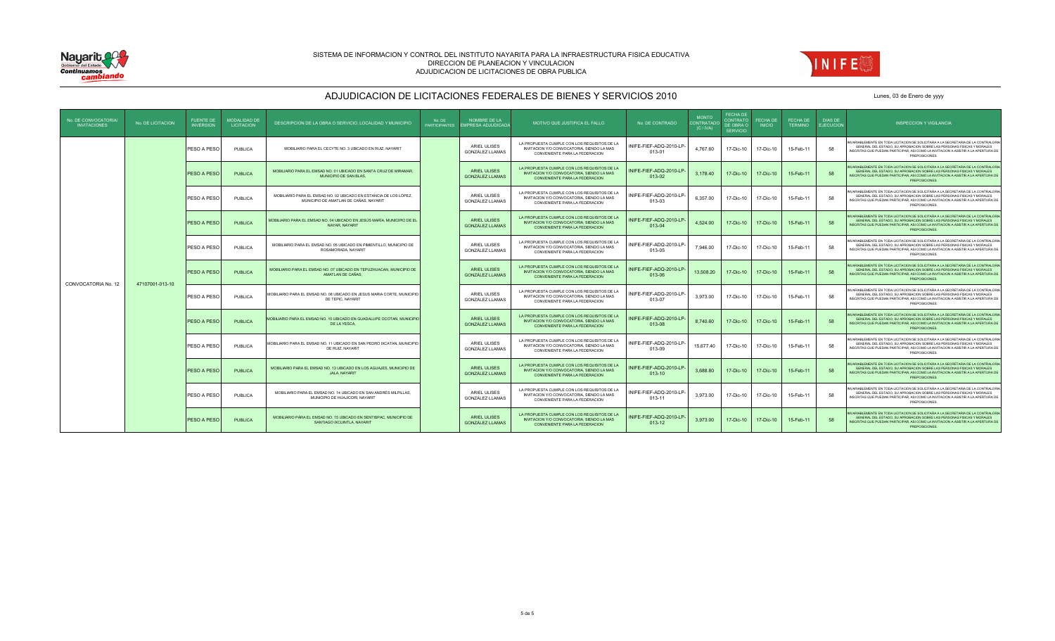SISTEMA DE INFORMACION Y CONTROL DEL INSTITUTO NAYARITA PARA LA INFRAESTRUCTURA FISICA EDUCATIVA
DIRECCION DE PLANEACION Y VINCULACION
ADJUDICACION DE LICITACIONES DE OBRA PUBLICA

# ADJUDICACION DE LICITACIONES FEDERALES DE BIENES Y SERVICIOS 2010

Lunes, 03 de Enero de yyyy

| No. DE CONVOCATORIA/ INVITACIONES | No. DE LICITACION | FUENTE DE INVERSION | MODALIDAD DE LICITACION | DESCRIPCION DE LA OBRA O SERVICIO, LOCALIDAD Y MUNICIPIO | No. DE PARTICIPANTES | NOMBRE DE LA EMPRESA ADJUDICADA | MOTIVO QUE JUSTIFICA EL FALLO | No. DE CONTRADO | MONTO CONTRATADO (C / IVA) | FECHA DE CONTRATO DE OBRA O SERVICIO | FECHA DE INICIO | FECHA DE TERMINO | DIAS DE EJECUCION | INSPECCION Y VIGILANCIA |
|---|---|---|---|---|---|---|---|---|---|---|---|---|---|---|
| CONVOCATORIA No. 12 | 47107001-013-10 | PESO A PESO | PUBLICA | MOBILIARIO PARA EL CECYTE NO. 3 UBICADO EN RUIZ, NAYARIT | | ARIEL ULISES GONZÁLEZ LLAMAS | LA PROPUESTA CUMPLE CON LOS REQUISITOS DE LA INVITACION Y/O CONVOCATORIA, SIENDO LA MAS CONVENIENTE PARA LA FEDERACION | INIFE-FIEF-ADQ-2010-LP-013-01 | 4,767.60 | 17-Dic-10 | 17-Dic-10 | 15-Feb-11 | 58 | INVARIABLEMENTE EN TODA LICITACION SE SOLICITARA A LA SECRETARIA DE LA CONTRALORIA GENERAL DEL ESTADO, SU APROBACION SOBRE LAS PERSONAS FISICAS Y MORALES INSCRITAS QUE PUEDAN PARTICIPAR, ASI COMO LA INVITACION A ASISTIR A LA APERTURA DE PREPOSICIONES. |
| | | PESO A PESO | PUBLICA | MOBILIARIO PARA EL EMSAD NO. 01 UBICADO EN SANTA CRUZ DE MIRAMAR, MUNICIPIO DE SAN BLAS, | | ARIEL ULISES GONZÁLEZ LLAMAS | LA PROPUESTA CUMPLE CON LOS REQUISITOS DE LA INVITACION Y/O CONVOCATORIA, SIENDO LA MAS CONVENIENTE PARA LA FEDERACION | INIFE-FIEF-ADQ-2010-LP-013-02 | 3,178.40 | 17-Dic-10 | 17-Dic-10 | 15-Feb-11 | 58 | INVARIABLEMENTE EN TODA LICITACION SE SOLICITARA A LA SECRETARIA DE LA CONTRALORIA GENERAL DEL ESTADO, SU APROBACION SOBRE LAS PERSONAS FISICAS Y MORALES INSCRITAS QUE PUEDAN PARTICIPAR, ASI COMO LA INVITACION A ASISTIR A LA APERTURA DE PREPOSICIONES. |
| | | PESO A PESO | PUBLICA | MOBILIARIO PARA EL EMSAD NO. 02 UBICADO EN ESTANCIA DE LOS LÓPEZ, MUNICIPIO DE AMATLAN DE CAÑAS, NAYARIT | | ARIEL ULISES GONZÁLEZ LLAMAS | LA PROPUESTA CUMPLE CON LOS REQUISITOS DE LA INVITACION Y/O CONVOCATORIA, SIENDO LA MAS CONVENIENTE PARA LA FEDERACION | INIFE-FIEF-ADQ-2010-LP-013-03 | 6,357.00 | 17-Dic-10 | 17-Dic-10 | 15-Feb-11 | 58 | INVARIABLEMENTE EN TODA LICITACION SE SOLICITARA A LA SECRETARIA DE LA CONTRALORIA GENERAL DEL ESTADO, SU APROBACION SOBRE LAS PERSONAS FISICAS Y MORALES INSCRITAS QUE PUEDAN PARTICIPAR, ASI COMO LA INVITACION A ASISTIR A LA APERTURA DE PREPOSICIONES. |
| | | PESO A PESO | PUBLICA | MOBILIARIO PARA EL EMSAD NO. 04 UBICADO EN JESÚS MARÍA, MUNICIPIO DE EL NAYAR, NAYARIT | | ARIEL ULISES GONZÁLEZ LLAMAS | LA PROPUESTA CUMPLE CON LOS REQUISITOS DE LA INVITACION Y/O CONVOCATORIA, SIENDO LA MAS CONVENIENTE PARA LA FEDERACION | INIFE-FIEF-ADQ-2010-LP-013-04 | 4,524.00 | 17-Dic-10 | 17-Dic-10 | 15-Feb-11 | 58 | INVARIABLEMENTE EN TODA LICITACION SE SOLICITARA A LA SECRETARIA DE LA CONTRALORIA GENERAL DEL ESTADO, SU APROBACION SOBRE LAS PERSONAS FISICAS Y MORALES INSCRITAS QUE PUEDAN PARTICIPAR, ASI COMO LA INVITACION A ASISTIR A LA APERTURA DE PREPOSICIONES. |
| | | PESO A PESO | PUBLICA | MOBILIARIO PARA EL EMSAD NO. 05 UBICADO EN PIMIENTILLO, MUNICIPIO DE ROSAMORADA, NAYARIT | | ARIEL ULISES GONZÁLEZ LLAMAS | LA PROPUESTA CUMPLE CON LOS REQUISITOS DE LA INVITACION Y/O CONVOCATORIA, SIENDO LA MAS CONVENIENTE PARA LA FEDERACION | INIFE-FIEF-ADQ-2010-LP-013-05 | 7,946.00 | 17-Dic-10 | 17-Dic-10 | 15-Feb-11 | 58 | INVARIABLEMENTE EN TODA LICITACION SE SOLICITARA A LA SECRETARIA DE LA CONTRALORIA GENERAL DEL ESTADO, SU APROBACION SOBRE LAS PERSONAS FISICAS Y MORALES INSCRITAS QUE PUEDAN PARTICIPAR, ASI COMO LA INVITACION A ASISTIR A LA APERTURA DE PREPOSICIONES. |
| | | PESO A PESO | PUBLICA | MOBILIARIO PARA EL EMSAD NO. 07 UBICADO EN TEPUZHUACAN, MUNICIPIO DE AMATLAN DE CAÑAS, | | ARIEL ULISES GONZÁLEZ LLAMAS | LA PROPUESTA CUMPLE CON LOS REQUISITOS DE LA INVITACION Y/O CONVOCATORIA, SIENDO LA MAS CONVENIENTE PARA LA FEDERACION | INIFE-FIEF-ADQ-2010-LP-013-06 | 13,508.20 | 17-Dic-10 | 17-Dic-10 | 15-Feb-11 | 58 | INVARIABLEMENTE EN TODA LICITACION SE SOLICITARA A LA SECRETARIA DE LA CONTRALORIA GENERAL DEL ESTADO, SU APROBACION SOBRE LAS PERSONAS FISICAS Y MORALES INSCRITAS QUE PUEDAN PARTICIPAR, ASI COMO LA INVITACION A ASISTIR A LA APERTURA DE PREPOSICIONES. |
| | | PESO A PESO | PUBLICA | MOBILIARIO PARA EL EMSAD NO. 08 UBICADO EN JESUS MARIA CORTE, MUNICIPIO DE TEPIC, NAYARIT | | ARIEL ULISES GONZÁLEZ LLAMAS | LA PROPUESTA CUMPLE CON LOS REQUISITOS DE LA INVITACION Y/O CONVOCATORIA, SIENDO LA MAS CONVENIENTE PARA LA FEDERACION | INIFE-FIEF-ADQ-2010-LP-013-07 | 3,973.00 | 17-Dic-10 | 17-Dic-10 | 15-Feb-11 | 58 | INVARIABLEMENTE EN TODA LICITACION SE SOLICITARA A LA SECRETARIA DE LA CONTRALORIA GENERAL DEL ESTADO, SU APROBACION SOBRE LAS PERSONAS FISICAS Y MORALES INSCRITAS QUE PUEDAN PARTICIPAR, ASI COMO LA INVITACION A ASISTIR A LA APERTURA DE PREPOSICIONES. |
| | | PESO A PESO | PUBLICA | MOBILIARIO PARA EL EMSAD NO. 10 UBICADO EN GUADALUPE OCOTAN, MUNICIPIO DE LA YESCA, | | ARIEL ULISES GONZÁLEZ LLAMAS | LA PROPUESTA CUMPLE CON LOS REQUISITOS DE LA INVITACION Y/O CONVOCATORIA, SIENDO LA MAS CONVENIENTE PARA LA FEDERACION | INIFE-FIEF-ADQ-2010-LP-013-08 | 8,740.60 | 17-Dic-10 | 17-Dic-10 | 15-Feb-11 | 58 | INVARIABLEMENTE EN TODA LICITACION SE SOLICITARA A LA SECRETARIA DE LA CONTRALORIA GENERAL DEL ESTADO, SU APROBACION SOBRE LAS PERSONAS FISICAS Y MORALES INSCRITAS QUE PUEDAN PARTICIPAR, ASI COMO LA INVITACION A ASISTIR A LA APERTURA DE PREPOSICIONES. |
| | | PESO A PESO | PUBLICA | MOBILIARIO PARA EL EMSAD NO. 11 UBICADO EN SAN PEDRO IXCATAN, MUNICIPIO DE RUIZ, NAYARIT | | ARIEL ULISES GONZÁLEZ LLAMAS | LA PROPUESTA CUMPLE CON LOS REQUISITOS DE LA INVITACION Y/O CONVOCATORIA, SIENDO LA MAS CONVENIENTE PARA LA FEDERACION | INIFE-FIEF-ADQ-2010-LP-013-09 | 15,677.40 | 17-Dic-10 | 17-Dic-10 | 15-Feb-11 | 58 | INVARIABLEMENTE EN TODA LICITACION SE SOLICITARA A LA SECRETARIA DE LA CONTRALORIA GENERAL DEL ESTADO, SU APROBACION SOBRE LAS PERSONAS FISICAS Y MORALES INSCRITAS QUE PUEDAN PARTICIPAR, ASI COMO LA INVITACION A ASISTIR A LA APERTURA DE PREPOSICIONES. |
| | | PESO A PESO | PUBLICA | MOBILIARIO PARA EL EMSAD NO. 13 UBICADO EN LOS AGUAJES, MUNICIPIO DE JALA, NAYARIT | | ARIEL ULISES GONZÁLEZ LLAMAS | LA PROPUESTA CUMPLE CON LOS REQUISITOS DE LA INVITACION Y/O CONVOCATORIA, SIENDO LA MAS CONVENIENTE PARA LA FEDERACION | INIFE-FIEF-ADQ-2010-LP-013-10 | 3,688.80 | 17-Dic-10 | 17-Dic-10 | 15-Feb-11 | 58 | INVARIABLEMENTE EN TODA LICITACION SE SOLICITARA A LA SECRETARIA DE LA CONTRALORIA GENERAL DEL ESTADO, SU APROBACION SOBRE LAS PERSONAS FISICAS Y MORALES INSCRITAS QUE PUEDAN PARTICIPAR, ASI COMO LA INVITACION A ASISTIR A LA APERTURA DE PREPOSICIONES. |
| | | PESO A PESO | PUBLICA | MOBILIARIO PARA EL EMSAD NO. 14 UBICADO EN SAN ANDRÉS MILPILLAS, MUNICIPIO DE HUAJICORI, NAYARIT | | ARIEL ULISES GONZÁLEZ LLAMAS | LA PROPUESTA CUMPLE CON LOS REQUISITOS DE LA INVITACION Y/O CONVOCATORIA, SIENDO LA MAS CONVENIENTE PARA LA FEDERACION | INIFE-FIEF-ADQ-2010-LP-013-11 | 3,973.00 | 17-Dic-10 | 17-Dic-10 | 15-Feb-11 | 58 | INVARIABLEMENTE EN TODA LICITACION SE SOLICITARA A LA SECRETARIA DE LA CONTRALORIA GENERAL DEL ESTADO, SU APROBACION SOBRE LAS PERSONAS FISICAS Y MORALES INSCRITAS QUE PUEDAN PARTICIPAR, ASI COMO LA INVITACION A ASISTIR A LA APERTURA DE PREPOSICIONES. |
| | | PESO A PESO | PUBLICA | MOBILIARIO PARA EL EMSAD NO. 15 UBICADO EN SENTISPAC, MUNICIPIO DE SANTIAGO IXCUINTLA, NAYARIT | | ARIEL ULISES GONZÁLEZ LLAMAS | LA PROPUESTA CUMPLE CON LOS REQUISITOS DE LA INVITACION Y/O CONVOCATORIA, SIENDO LA MAS CONVENIENTE PARA LA FEDERACION | INIFE-FIEF-ADQ-2010-LP-013-12 | 3,973.00 | 17-Dic-10 | 17-Dic-10 | 15-Feb-11 | 58 | INVARIABLEMENTE EN TODA LICITACION SE SOLICITARA A LA SECRETARIA DE LA CONTRALORIA GENERAL DEL ESTADO, SU APROBACION SOBRE LAS PERSONAS FISICAS Y MORALES INSCRITAS QUE PUEDAN PARTICIPAR, ASI COMO LA INVITACION A ASISTIR A LA APERTURA DE PREPOSICIONES. |